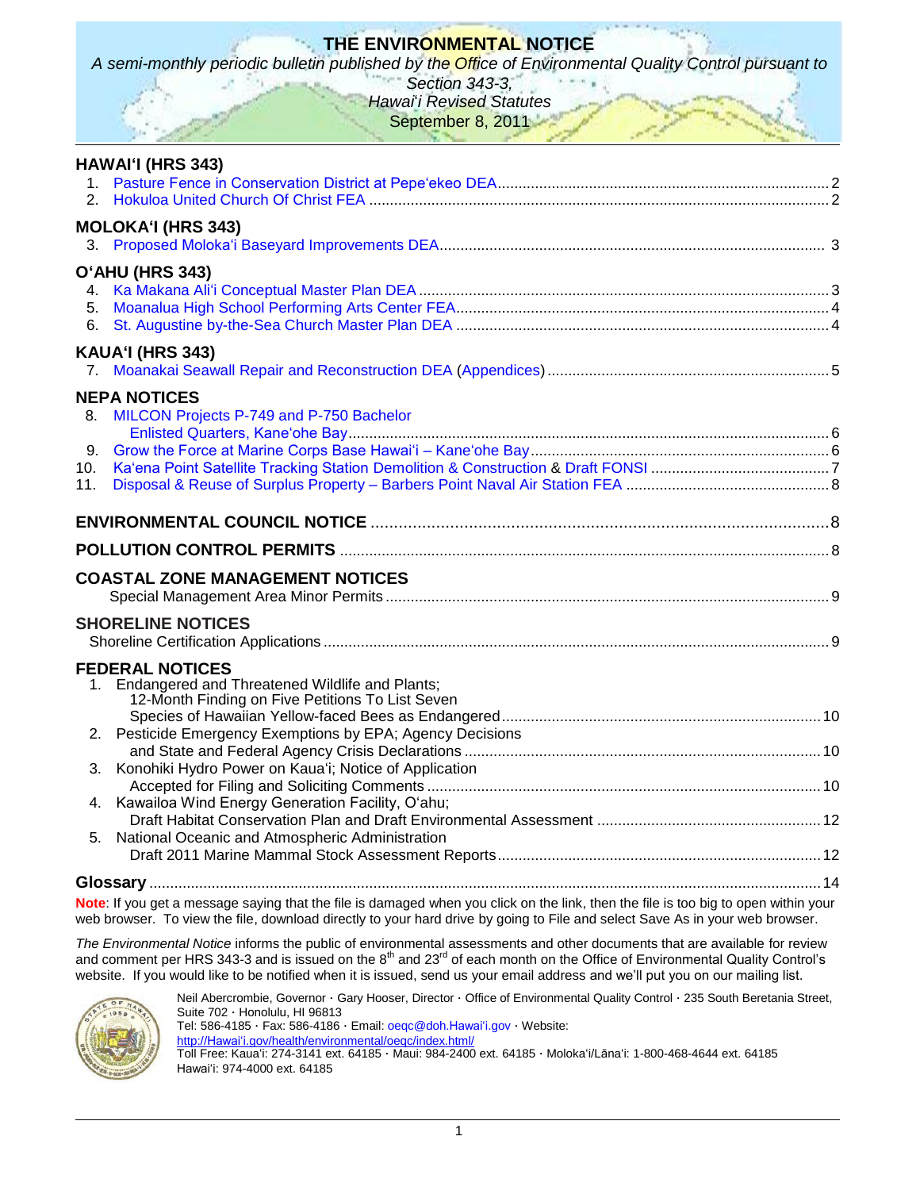# THE ENVIRONMENTAL NOTICE

*A semi-monthly periodic bulletin published by the Office of Environmental Quality Control pursuant to Section 343-3, Hawai'i Revised Statutes*

September 8, 2011

## HAWAIʻI (HRS 343)

1. Pasture Fence in Conservation District at Pepeʻekeo DEA ........ 2
2. Hokuloa United Church Of Christ FEA ........ 2

## MOLOKAʻI (HRS 343)

3. Proposed Molokaʻi Baseyard Improvements DEA ........ 3

## OʻAHU (HRS 343)

4. Ka Makana Aliʻi Conceptual Master Plan DEA ........ 3
5. Moanalua High School Performing Arts Center FEA ........ 4
6. St. Augustine by-the-Sea Church Master Plan DEA ........ 4

## KAUAʻI (HRS 343)

7. Moanakai Seawall Repair and Reconstruction DEA (Appendices) ........ 5

## NEPA NOTICES

8. MILCON Projects P-749 and P-750 Bachelor Enlisted Quarters, Kaneʻohe Bay ........ 6
9. Grow the Force at Marine Corps Base Hawaiʻi – Kaneʻohe Bay ........ 6
10. Kaʻena Point Satellite Tracking Station Demolition & Construction & Draft FONSI ........ 7
11. Disposal & Reuse of Surplus Property – Barbers Point Naval Air Station FEA ........ 8

## ENVIRONMENTAL COUNCIL NOTICE ........ 8

## POLLUTION CONTROL PERMITS ........ 8

## COASTAL ZONE MANAGEMENT NOTICES

Special Management Area Minor Permits ........ 9

## SHORELINE NOTICES

Shoreline Certification Applications ........ 9

## FEDERAL NOTICES

1. Endangered and Threatened Wildlife and Plants; 12-Month Finding on Five Petitions To List Seven Species of Hawaiian Yellow-faced Bees as Endangered ........ 10
2. Pesticide Emergency Exemptions by EPA; Agency Decisions and State and Federal Agency Crisis Declarations ........ 10
3. Konohiki Hydro Power on Kauaʻi; Notice of Application Accepted for Filing and Soliciting Comments ........ 10
4. Kawailoa Wind Energy Generation Facility, Oʻahu; Draft Habitat Conservation Plan and Draft Environmental Assessment ........ 12
5. National Oceanic and Atmospheric Administration Draft 2011 Marine Mammal Stock Assessment Reports ........ 12

## Glossary ........ 14

**Note**: If you get a message saying that the file is damaged when you click on the link, then the file is too big to open within your web browser. To view the file, download directly to your hard drive by going to File and select Save As in your web browser.

*The Environmental Notice* informs the public of environmental assessments and other documents that are available for review and comment per HRS 343-3 and is issued on the 8th and 23rd of each month on the Office of Environmental Quality Control's website. If you would like to be notified when it is issued, send us your email address and we'll put you on our mailing list.

Neil Abercrombie, Governor · Gary Hooser, Director · Office of Environmental Quality Control · 235 South Beretania Street, Suite 702 · Honolulu, HI 96813
Tel: 586-4185 · Fax: 586-4186 · Email: oeqc@doh.Hawaiʻi.gov · Website: http://Hawaiʻi.gov/health/environmental/oeqc/index.html/
Toll Free: Kauaʻi: 274-3141 ext. 64185 · Maui: 984-2400 ext. 64185 · Molokaʻi/Lānaʻi: 1-800-468-4644 ext. 64185
Hawaiʻi: 974-4000 ext. 64185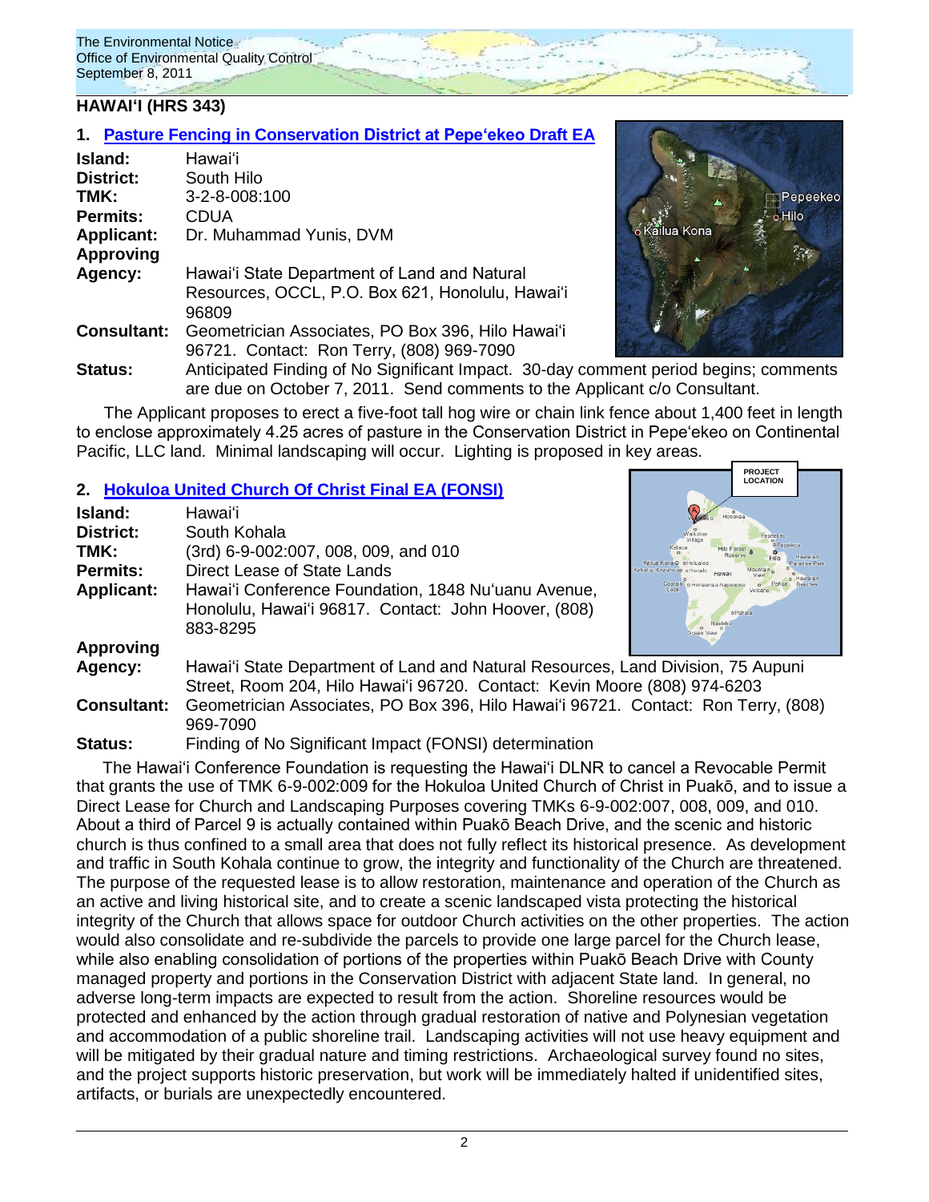## HAWAIʻI (HRS 343)

### 1. Pasture Fencing in Conservation District at Pepeʻekeo Draft EA

**Island:** Hawaiʻi
**District:** South Hilo
**TMK:** 3-2-8-008:100
**Permits:** CDUA
**Applicant:** Dr. Muhammad Yunis, DVM
**Approving Agency:** Hawaiʻi State Department of Land and Natural Resources, OCCL, P.O. Box 621, Honolulu, Hawaiʻi 96809
**Consultant:** Geometrician Associates, PO Box 396, Hilo Hawaiʻi 96721. Contact: Ron Terry, (808) 969-7090
**Status:** Anticipated Finding of No Significant Impact. 30-day comment period begins; comments are due on October 7, 2011. Send comments to the Applicant c/o Consultant.

The Applicant proposes to erect a five-foot tall hog wire or chain link fence about 1,400 feet in length to enclose approximately 4.25 acres of pasture in the Conservation District in Pepeʻekeo on Continental Pacific, LLC land. Minimal landscaping will occur. Lighting is proposed in key areas.

### 2. Hokuloa United Church Of Christ Final EA (FONSI)

**Island:** Hawaiʻi
**District:** South Kohala
**TMK:** (3rd) 6-9-002:007, 008, 009, and 010
**Permits:** Direct Lease of State Lands
**Applicant:** Hawaiʻi Conference Foundation, 1848 Nuʻuanu Avenue, Honolulu, Hawaiʻi 96817. Contact: John Hoover, (808) 883-8295
**Approving Agency:** Hawaiʻi State Department of Land and Natural Resources, Land Division, 75 Aupuni Street, Room 204, Hilo Hawaiʻi 96720. Contact: Kevin Moore (808) 974-6203
**Consultant:** Geometrician Associates, PO Box 396, Hilo Hawaiʻi 96721. Contact: Ron Terry, (808) 969-7090
**Status:** Finding of No Significant Impact (FONSI) determination

The Hawaiʻi Conference Foundation is requesting the Hawaiʻi DLNR to cancel a Revocable Permit that grants the use of TMK 6-9-002:009 for the Hokuloa United Church of Christ in Puakō, and to issue a Direct Lease for Church and Landscaping Purposes covering TMKs 6-9-002:007, 008, 009, and 010. About a third of Parcel 9 is actually contained within Puakō Beach Drive, and the scenic and historic church is thus confined to a small area that does not fully reflect its historical presence. As development and traffic in South Kohala continue to grow, the integrity and functionality of the Church are threatened. The purpose of the requested lease is to allow restoration, maintenance and operation of the Church as an active and living historical site, and to create a scenic landscaped vista protecting the historical integrity of the Church that allows space for outdoor Church activities on the other properties. The action would also consolidate and re-subdivide the parcels to provide one large parcel for the Church lease, while also enabling consolidation of portions of the properties within Puakō Beach Drive with County managed property and portions in the Conservation District with adjacent State land. In general, no adverse long-term impacts are expected to result from the action. Shoreline resources would be protected and enhanced by the action through gradual restoration of native and Polynesian vegetation and accommodation of a public shoreline trail. Landscaping activities will not use heavy equipment and will be mitigated by their gradual nature and timing restrictions. Archaeological survey found no sites, and the project supports historic preservation, but work will be immediately halted if unidentified sites, artifacts, or burials are unexpectedly encountered.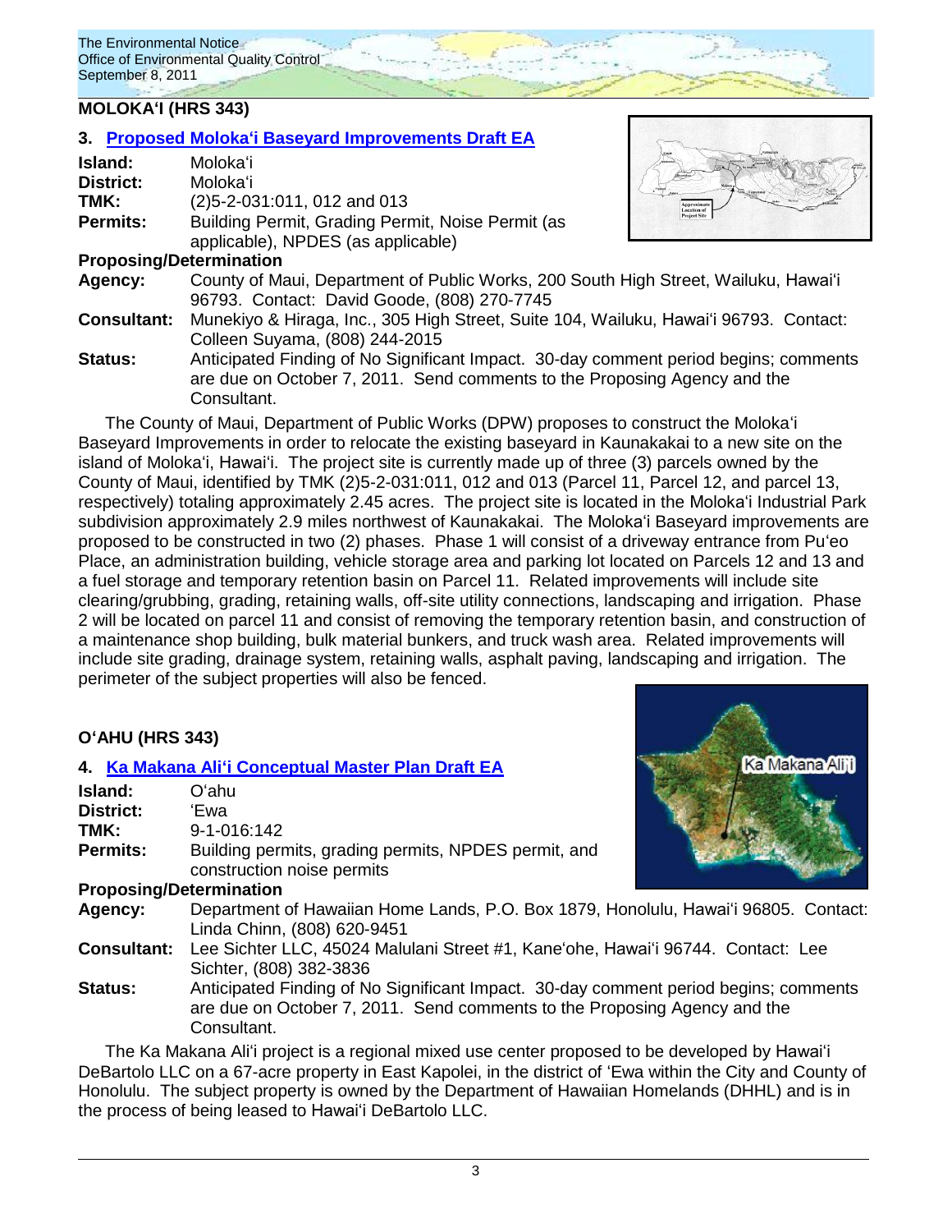## MOLOKAʻI (HRS 343)

### 3. Proposed Molokaʻi Baseyard Improvements Draft EA

**Island:** Molokaʻi
**District:** Molokaʻi
**TMK:** (2)5-2-031:011, 012 and 013
**Permits:** Building Permit, Grading Permit, Noise Permit (as applicable), NPDES (as applicable)

**Proposing/Determination**
**Agency:** County of Maui, Department of Public Works, 200 South High Street, Wailuku, Hawaiʻi 96793. Contact: David Goode, (808) 270-7745
**Consultant:** Munekiyo & Hiraga, Inc., 305 High Street, Suite 104, Wailuku, Hawaiʻi 96793. Contact: Colleen Suyama, (808) 244-2015
**Status:** Anticipated Finding of No Significant Impact. 30-day comment period begins; comments are due on October 7, 2011. Send comments to the Proposing Agency and the Consultant.

The County of Maui, Department of Public Works (DPW) proposes to construct the Molokaʻi Baseyard Improvements in order to relocate the existing baseyard in Kaunakakai to a new site on the island of Molokaʻi, Hawaiʻi. The project site is currently made up of three (3) parcels owned by the County of Maui, identified by TMK (2)5-2-031:011, 012 and 013 (Parcel 11, Parcel 12, and parcel 13, respectively) totaling approximately 2.45 acres. The project site is located in the Molokaʻi Industrial Park subdivision approximately 2.9 miles northwest of Kaunakakai. The Molokaʻi Baseyard improvements are proposed to be constructed in two (2) phases. Phase 1 will consist of a driveway entrance from Puʻeo Place, an administration building, vehicle storage area and parking lot located on Parcels 12 and 13 and a fuel storage and temporary retention basin on Parcel 11. Related improvements will include site clearing/grubbing, grading, retaining walls, off-site utility connections, landscaping and irrigation. Phase 2 will be located on parcel 11 and consist of removing the temporary retention basin, and construction of a maintenance shop building, bulk material bunkers, and truck wash area. Related improvements will include site grading, drainage system, retaining walls, asphalt paving, landscaping and irrigation. The perimeter of the subject properties will also be fenced.

## OʻAHU (HRS 343)

### 4. Ka Makana Aliʻi Conceptual Master Plan Draft EA

**Island:** Oʻahu
**District:** ʻEwa
**TMK:** 9-1-016:142
**Permits:** Building permits, grading permits, NPDES permit, and construction noise permits

**Proposing/Determination**
**Agency:** Department of Hawaiian Home Lands, P.O. Box 1879, Honolulu, Hawaiʻi 96805. Contact: Linda Chinn, (808) 620-9451
**Consultant:** Lee Sichter LLC, 45024 Malulani Street #1, Kaneʻohe, Hawaiʻi 96744. Contact: Lee Sichter, (808) 382-3836
**Status:** Anticipated Finding of No Significant Impact. 30-day comment period begins; comments are due on October 7, 2011. Send comments to the Proposing Agency and the Consultant.

The Ka Makana Aliʻi project is a regional mixed use center proposed to be developed by Hawaiʻi DeBartolo LLC on a 67-acre property in East Kapolei, in the district of ʻEwa within the City and County of Honolulu. The subject property is owned by the Department of Hawaiian Homelands (DHHL) and is in the process of being leased to Hawaiʻi DeBartolo LLC.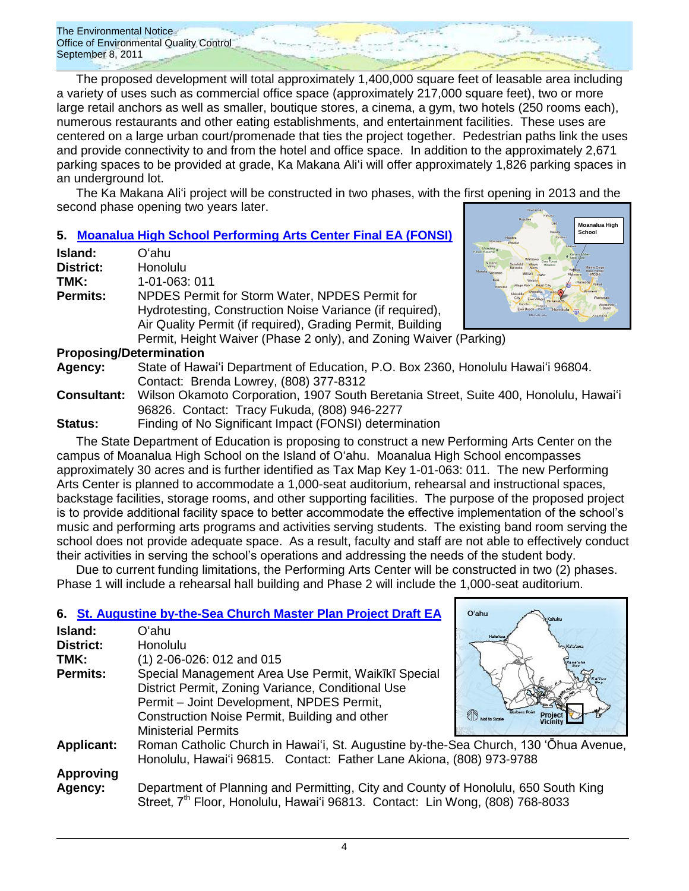The proposed development will total approximately 1,400,000 square feet of leasable area including a variety of uses such as commercial office space (approximately 217,000 square feet), two or more large retail anchors as well as smaller, boutique stores, a cinema, a gym, two hotels (250 rooms each), numerous restaurants and other eating establishments, and entertainment facilities. These uses are centered on a large urban court/promenade that ties the project together. Pedestrian paths link the uses and provide connectivity to and from the hotel and office space. In addition to the approximately 2,671 parking spaces to be provided at grade, Ka Makana Ali'i will offer approximately 1,826 parking spaces in an underground lot.

The Ka Makana Ali'i project will be constructed in two phases, with the first opening in 2013 and the second phase opening two years later.

## 5. Moanalua High School Performing Arts Center Final EA (FONSI)

**Island:** O'ahu
**District:** Honolulu
**TMK:** 1-01-063: 011
**Permits:** NPDES Permit for Storm Water, NPDES Permit for Hydrotesting, Construction Noise Variance (if required), Air Quality Permit (if required), Grading Permit, Building Permit, Height Waiver (Phase 2 only), and Zoning Waiver (Parking)

**Proposing/Determination Agency:** State of Hawai'i Department of Education, P.O. Box 2360, Honolulu Hawai'i 96804. Contact: Brenda Lowrey, (808) 377-8312
**Consultant:** Wilson Okamoto Corporation, 1907 South Beretania Street, Suite 400, Honolulu, Hawai'i 96826. Contact: Tracy Fukuda, (808) 946-2277
**Status:** Finding of No Significant Impact (FONSI) determination

The State Department of Education is proposing to construct a new Performing Arts Center on the campus of Moanalua High School on the Island of O'ahu. Moanalua High School encompasses approximately 30 acres and is further identified as Tax Map Key 1-01-063: 011. The new Performing Arts Center is planned to accommodate a 1,000-seat auditorium, rehearsal and instructional spaces, backstage facilities, storage rooms, and other supporting facilities. The purpose of the proposed project is to provide additional facility space to better accommodate the effective implementation of the school's music and performing arts programs and activities serving students. The existing band room serving the school does not provide adequate space. As a result, faculty and staff are not able to effectively conduct their activities in serving the school's operations and addressing the needs of the student body.

Due to current funding limitations, the Performing Arts Center will be constructed in two (2) phases. Phase 1 will include a rehearsal hall building and Phase 2 will include the 1,000-seat auditorium.

## 6. St. Augustine by-the-Sea Church Master Plan Project Draft EA

**Island:** O'ahu
**District:** Honolulu
**TMK:** (1) 2-06-026: 012 and 015
**Permits:** Special Management Area Use Permit, Waikīkī Special District Permit, Zoning Variance, Conditional Use Permit – Joint Development, NPDES Permit, Construction Noise Permit, Building and other Ministerial Permits
**Applicant:** Roman Catholic Church in Hawai'i, St. Augustine by-the-Sea Church, 130 'Ōhua Avenue, Honolulu, Hawai'i 96815. Contact: Father Lane Akiona, (808) 973-9788
**Approving Agency:** Department of Planning and Permitting, City and County of Honolulu, 650 South King Street, 7th Floor, Honolulu, Hawai'i 96813. Contact: Lin Wong, (808) 768-8033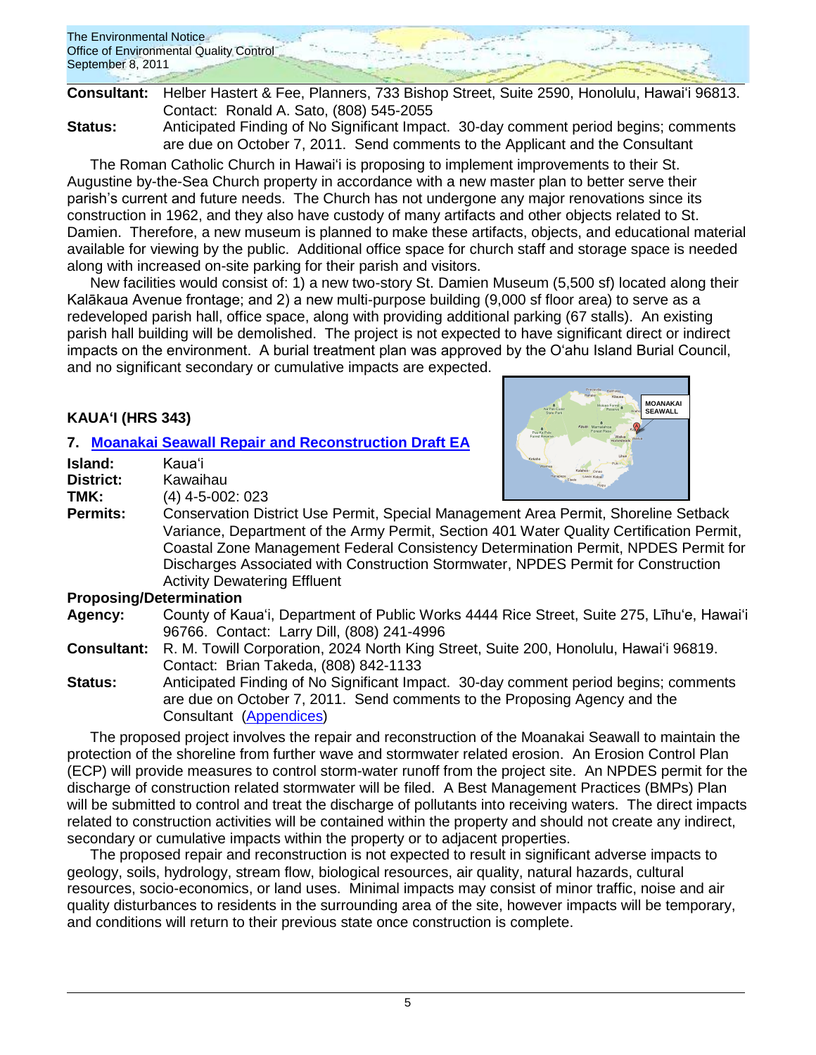**Consultant:** Helber Hastert & Fee, Planners, 733 Bishop Street, Suite 2590, Honolulu, Hawaiʻi 96813. Contact: Ronald A. Sato, (808) 545-2055

**Status:** Anticipated Finding of No Significant Impact. 30-day comment period begins; comments are due on October 7, 2011. Send comments to the Applicant and the Consultant

The Roman Catholic Church in Hawaiʻi is proposing to implement improvements to their St. Augustine by-the-Sea Church property in accordance with a new master plan to better serve their parish's current and future needs. The Church has not undergone any major renovations since its construction in 1962, and they also have custody of many artifacts and other objects related to St. Damien. Therefore, a new museum is planned to make these artifacts, objects, and educational material available for viewing by the public. Additional office space for church staff and storage space is needed along with increased on-site parking for their parish and visitors.

New facilities would consist of: 1) a new two-story St. Damien Museum (5,500 sf) located along their Kalākaua Avenue frontage; and 2) a new multi-purpose building (9,000 sf floor area) to serve as a redeveloped parish hall, office space, along with providing additional parking (67 stalls). An existing parish hall building will be demolished. The project is not expected to have significant direct or indirect impacts on the environment. A burial treatment plan was approved by the Oʻahu Island Burial Council, and no significant secondary or cumulative impacts are expected.

## KAUAʻI (HRS 343)

### 7. Moanakai Seawall Repair and Reconstruction Draft EA

**Island:** Kauaʻi

**District:** Kawaihau

**TMK:** (4) 4-5-002: 023

**Permits:** Conservation District Use Permit, Special Management Area Permit, Shoreline Setback Variance, Department of the Army Permit, Section 401 Water Quality Certification Permit, Coastal Zone Management Federal Consistency Determination Permit, NPDES Permit for Discharges Associated with Construction Stormwater, NPDES Permit for Construction Activity Dewatering Effluent

**Proposing/Determination Agency:** County of Kauaʻi, Department of Public Works 4444 Rice Street, Suite 275, Līhuʻe, Hawaiʻi 96766. Contact: Larry Dill, (808) 241-4996

**Consultant:** R. M. Towill Corporation, 2024 North King Street, Suite 200, Honolulu, Hawaiʻi 96819. Contact: Brian Takeda, (808) 842-1133

**Status:** Anticipated Finding of No Significant Impact. 30-day comment period begins; comments are due on October 7, 2011. Send comments to the Proposing Agency and the Consultant (Appendices)

The proposed project involves the repair and reconstruction of the Moanakai Seawall to maintain the protection of the shoreline from further wave and stormwater related erosion. An Erosion Control Plan (ECP) will provide measures to control storm-water runoff from the project site. An NPDES permit for the discharge of construction related stormwater will be filed. A Best Management Practices (BMPs) Plan will be submitted to control and treat the discharge of pollutants into receiving waters. The direct impacts related to construction activities will be contained within the property and should not create any indirect, secondary or cumulative impacts within the property or to adjacent properties.

The proposed repair and reconstruction is not expected to result in significant adverse impacts to geology, soils, hydrology, stream flow, biological resources, air quality, natural hazards, cultural resources, socio-economics, or land uses. Minimal impacts may consist of minor traffic, noise and air quality disturbances to residents in the surrounding area of the site, however impacts will be temporary, and conditions will return to their previous state once construction is complete.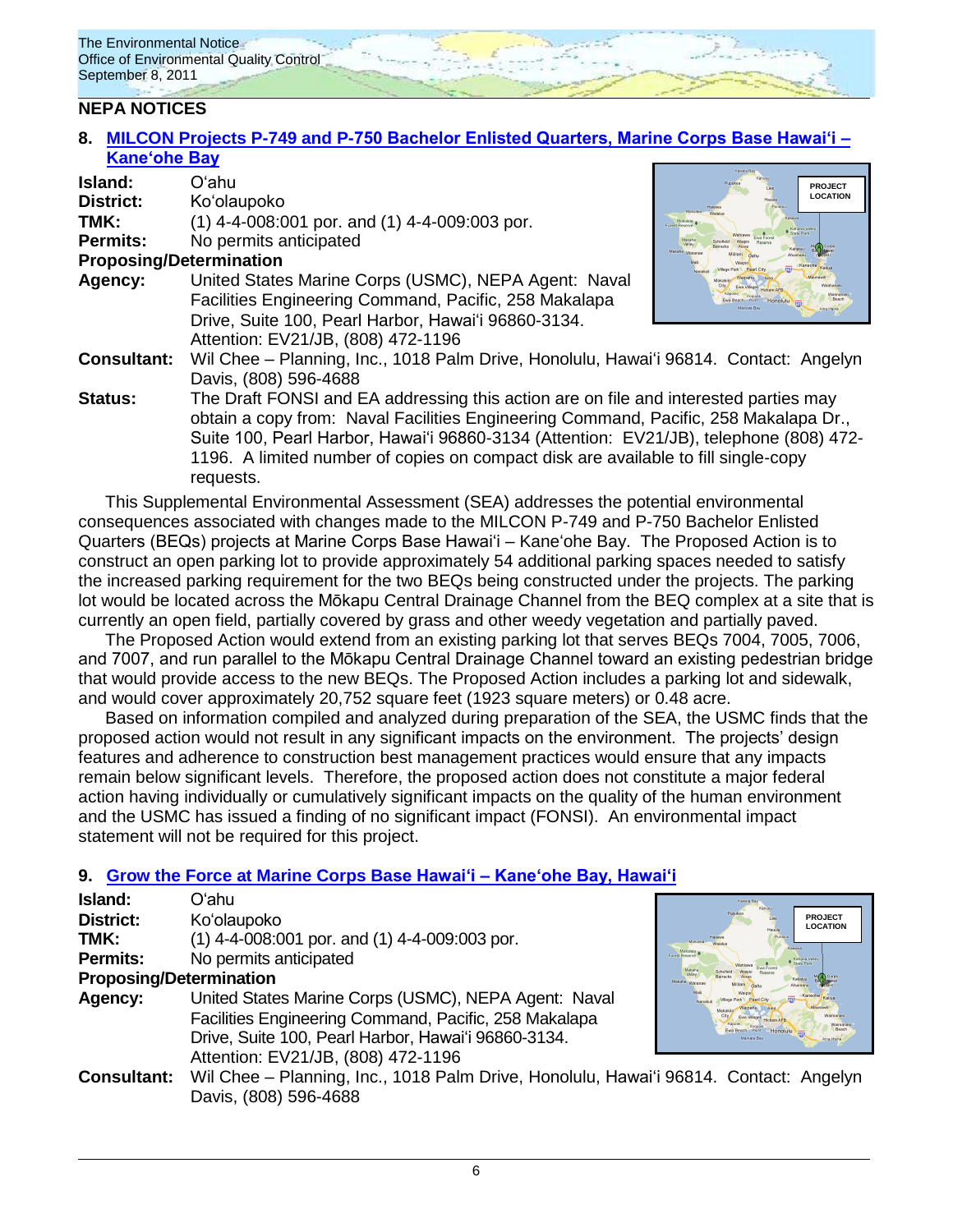## NEPA NOTICES

### 8. MILCON Projects P-749 and P-750 Bachelor Enlisted Quarters, Marine Corps Base Hawaiʻi – Kaneʻohe Bay

**Island:** Oʻahu
**District:** Koʻolaupoko
**TMK:** (1) 4-4-008:001 por. and (1) 4-4-009:003 por.
**Permits:** No permits anticipated

**Proposing/Determination Agency:** United States Marine Corps (USMC), NEPA Agent: Naval Facilities Engineering Command, Pacific, 258 Makalapa Drive, Suite 100, Pearl Harbor, Hawaiʻi 96860-3134. Attention: EV21/JB, (808) 472-1196

**Consultant:** Wil Chee – Planning, Inc., 1018 Palm Drive, Honolulu, Hawaiʻi 96814. Contact: Angelyn Davis, (808) 596-4688

**Status:** The Draft FONSI and EA addressing this action are on file and interested parties may obtain a copy from: Naval Facilities Engineering Command, Pacific, 258 Makalapa Dr., Suite 100, Pearl Harbor, Hawaiʻi 96860-3134 (Attention: EV21/JB), telephone (808) 472-1196. A limited number of copies on compact disk are available to fill single-copy requests.

This Supplemental Environmental Assessment (SEA) addresses the potential environmental consequences associated with changes made to the MILCON P-749 and P-750 Bachelor Enlisted Quarters (BEQs) projects at Marine Corps Base Hawaiʻi – Kaneʻohe Bay. The Proposed Action is to construct an open parking lot to provide approximately 54 additional parking spaces needed to satisfy the increased parking requirement for the two BEQs being constructed under the projects. The parking lot would be located across the Mōkapu Central Drainage Channel from the BEQ complex at a site that is currently an open field, partially covered by grass and other weedy vegetation and partially paved.

The Proposed Action would extend from an existing parking lot that serves BEQs 7004, 7005, 7006, and 7007, and run parallel to the Mōkapu Central Drainage Channel toward an existing pedestrian bridge that would provide access to the new BEQs. The Proposed Action includes a parking lot and sidewalk, and would cover approximately 20,752 square feet (1923 square meters) or 0.48 acre.

Based on information compiled and analyzed during preparation of the SEA, the USMC finds that the proposed action would not result in any significant impacts on the environment. The projects' design features and adherence to construction best management practices would ensure that any impacts remain below significant levels. Therefore, the proposed action does not constitute a major federal action having individually or cumulatively significant impacts on the quality of the human environment and the USMC has issued a finding of no significant impact (FONSI). An environmental impact statement will not be required for this project.

### 9. Grow the Force at Marine Corps Base Hawaiʻi – Kaneʻohe Bay, Hawaiʻi

**Island:** Oʻahu
**District:** Koʻolaupoko
**TMK:** (1) 4-4-008:001 por. and (1) 4-4-009:003 por.
**Permits:** No permits anticipated

**Proposing/Determination Agency:** United States Marine Corps (USMC), NEPA Agent: Naval Facilities Engineering Command, Pacific, 258 Makalapa Drive, Suite 100, Pearl Harbor, Hawaiʻi 96860-3134. Attention: EV21/JB, (808) 472-1196

**Consultant:** Wil Chee – Planning, Inc., 1018 Palm Drive, Honolulu, Hawaiʻi 96814. Contact: Angelyn Davis, (808) 596-4688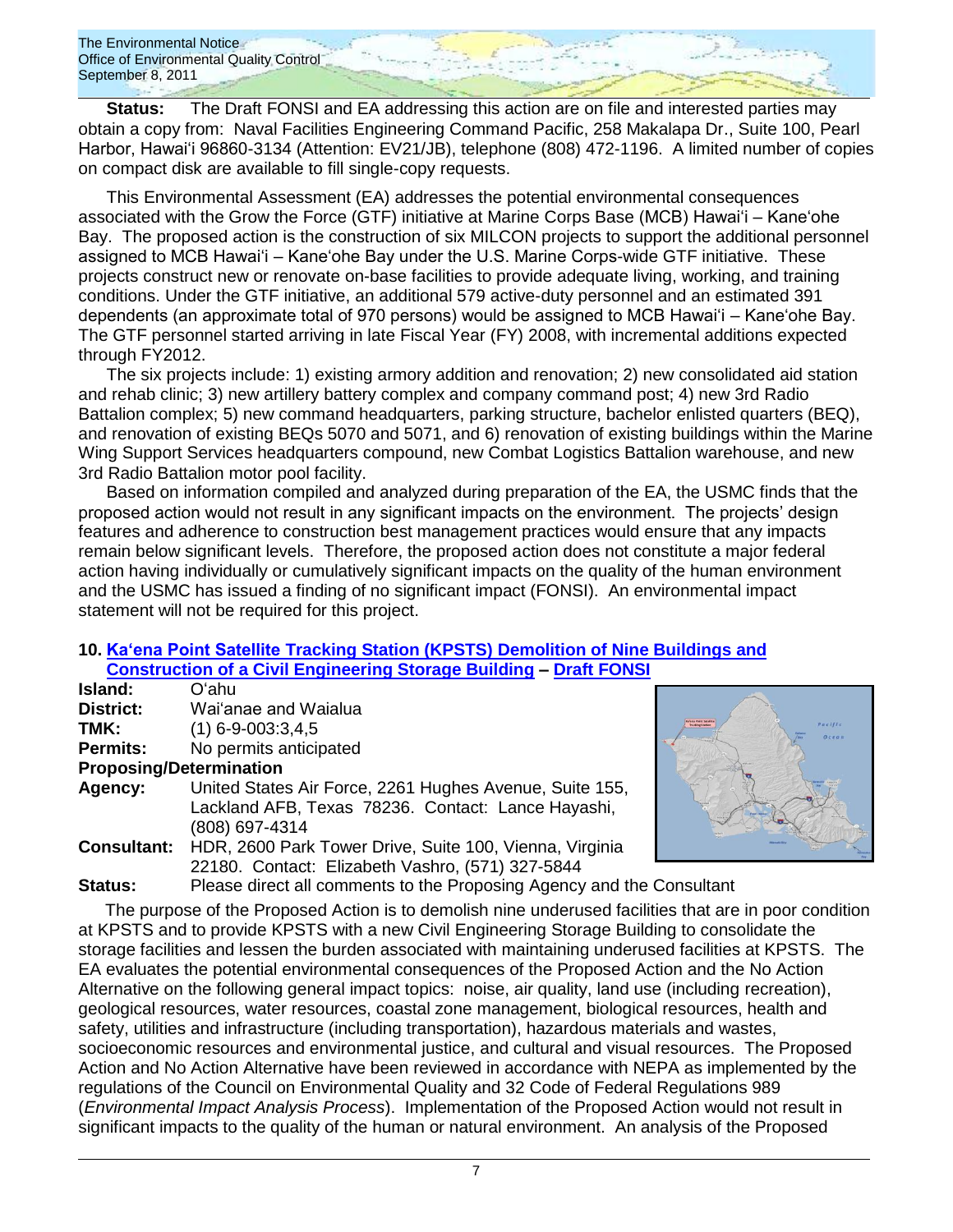**Status:** The Draft FONSI and EA addressing this action are on file and interested parties may obtain a copy from: Naval Facilities Engineering Command Pacific, 258 Makalapa Dr., Suite 100, Pearl Harbor, Hawaiʻi 96860-3134 (Attention: EV21/JB), telephone (808) 472-1196. A limited number of copies on compact disk are available to fill single-copy requests.

This Environmental Assessment (EA) addresses the potential environmental consequences associated with the Grow the Force (GTF) initiative at Marine Corps Base (MCB) Hawaiʻi – Kaneʻohe Bay. The proposed action is the construction of six MILCON projects to support the additional personnel assigned to MCB Hawaiʻi – Kaneʻohe Bay under the U.S. Marine Corps-wide GTF initiative. These projects construct new or renovate on-base facilities to provide adequate living, working, and training conditions. Under the GTF initiative, an additional 579 active-duty personnel and an estimated 391 dependents (an approximate total of 970 persons) would be assigned to MCB Hawaiʻi – Kaneʻohe Bay. The GTF personnel started arriving in late Fiscal Year (FY) 2008, with incremental additions expected through FY2012.

The six projects include: 1) existing armory addition and renovation; 2) new consolidated aid station and rehab clinic; 3) new artillery battery complex and company command post; 4) new 3rd Radio Battalion complex; 5) new command headquarters, parking structure, bachelor enlisted quarters (BEQ), and renovation of existing BEQs 5070 and 5071, and 6) renovation of existing buildings within the Marine Wing Support Services headquarters compound, new Combat Logistics Battalion warehouse, and new 3rd Radio Battalion motor pool facility.

Based on information compiled and analyzed during preparation of the EA, the USMC finds that the proposed action would not result in any significant impacts on the environment. The projects' design features and adherence to construction best management practices would ensure that any impacts remain below significant levels. Therefore, the proposed action does not constitute a major federal action having individually or cumulatively significant impacts on the quality of the human environment and the USMC has issued a finding of no significant impact (FONSI). An environmental impact statement will not be required for this project.

## 10. Kaʻena Point Satellite Tracking Station (KPSTS) Demolition of Nine Buildings and Construction of a Civil Engineering Storage Building – Draft FONSI

**Island:** Oʻahu
**District:** Waiʻanae and Waialua
**TMK:** (1) 6-9-003:3,4,5
**Permits:** No permits anticipated
**Proposing/Determination**
**Agency:** United States Air Force, 2261 Hughes Avenue, Suite 155, Lackland AFB, Texas 78236. Contact: Lance Hayashi, (808) 697-4314
**Consultant:** HDR, 2600 Park Tower Drive, Suite 100, Vienna, Virginia 22180. Contact: Elizabeth Vashro, (571) 327-5844
**Status:** Please direct all comments to the Proposing Agency and the Consultant

The purpose of the Proposed Action is to demolish nine underused facilities that are in poor condition at KPSTS and to provide KPSTS with a new Civil Engineering Storage Building to consolidate the storage facilities and lessen the burden associated with maintaining underused facilities at KPSTS. The EA evaluates the potential environmental consequences of the Proposed Action and the No Action Alternative on the following general impact topics: noise, air quality, land use (including recreation), geological resources, water resources, coastal zone management, biological resources, health and safety, utilities and infrastructure (including transportation), hazardous materials and wastes, socioeconomic resources and environmental justice, and cultural and visual resources. The Proposed Action and No Action Alternative have been reviewed in accordance with NEPA as implemented by the regulations of the Council on Environmental Quality and 32 Code of Federal Regulations 989 (*Environmental Impact Analysis Process*). Implementation of the Proposed Action would not result in significant impacts to the quality of the human or natural environment. An analysis of the Proposed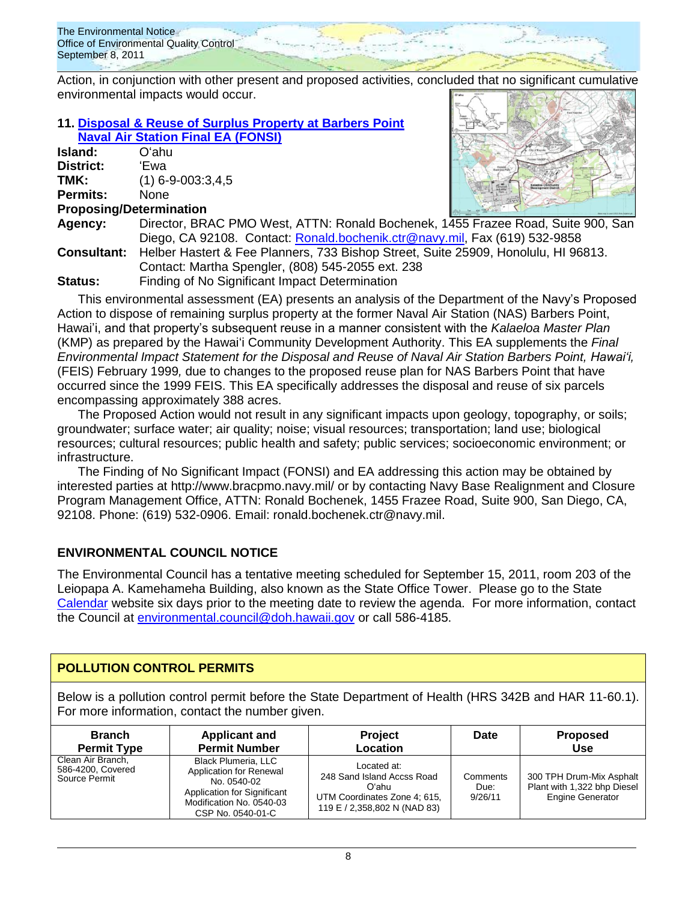Action, in conjunction with other present and proposed activities, concluded that no significant cumulative environmental impacts would occur.

### 11. Disposal & Reuse of Surplus Property at Barbers Point Naval Air Station Final EA (FONSI)

**Island:** O'ahu
**District:** 'Ewa
**TMK:** (1) 6-9-003:3,4,5
**Permits:** None

**Proposing/Determination**

**Agency:** Director, BRAC PMO West, ATTN: Ronald Bochenek, 1455 Frazee Road, Suite 900, San Diego, CA 92108. Contact: Ronald.bochenik.ctr@navy.mil, Fax (619) 532-9858

**Consultant:** Helber Hastert & Fee Planners, 733 Bishop Street, Suite 25909, Honolulu, HI 96813. Contact: Martha Spengler, (808) 545-2055 ext. 238

**Status:** Finding of No Significant Impact Determination

This environmental assessment (EA) presents an analysis of the Department of the Navy's Proposed Action to dispose of remaining surplus property at the former Naval Air Station (NAS) Barbers Point, Hawai'i, and that property's subsequent reuse in a manner consistent with the *Kalaeloa Master Plan* (KMP) as prepared by the Hawai'i Community Development Authority. This EA supplements the *Final Environmental Impact Statement for the Disposal and Reuse of Naval Air Station Barbers Point, Hawai'i,* (FEIS) February 1999*,* due to changes to the proposed reuse plan for NAS Barbers Point that have occurred since the 1999 FEIS. This EA specifically addresses the disposal and reuse of six parcels encompassing approximately 388 acres.

The Proposed Action would not result in any significant impacts upon geology, topography, or soils; groundwater; surface water; air quality; noise; visual resources; transportation; land use; biological resources; cultural resources; public health and safety; public services; socioeconomic environment; or infrastructure.

The Finding of No Significant Impact (FONSI) and EA addressing this action may be obtained by interested parties at http://www.bracpmo.navy.mil/ or by contacting Navy Base Realignment and Closure Program Management Office, ATTN: Ronald Bochenek, 1455 Frazee Road, Suite 900, San Diego, CA, 92108. Phone: (619) 532-0906. Email: ronald.bochenek.ctr@navy.mil.

## ENVIRONMENTAL COUNCIL NOTICE

The Environmental Council has a tentative meeting scheduled for September 15, 2011, room 203 of the Leiopapa A. Kamehameha Building, also known as the State Office Tower. Please go to the State Calendar website six days prior to the meeting date to review the agenda. For more information, contact the Council at environmental.council@doh.hawaii.gov or call 586-4185.

## POLLUTION CONTROL PERMITS

Below is a pollution control permit before the State Department of Health (HRS 342B and HAR 11-60.1). For more information, contact the number given.

| Branch Permit Type | Applicant and Permit Number | Project Location | Date | Proposed Use |
|---|---|---|---|---|
| Clean Air Branch, 586-4200, Covered Source Permit | Black Plumeria, LLC Application for Renewal No. 0540-02 Application for Significant Modification No. 0540-03 CSP No. 0540-01-C | Located at: 248 Sand Island Accss Road O'ahu UTM Coordinates Zone 4; 615, 119 E / 2,358,802 N (NAD 83) | Comments Due: 9/26/11 | 300 TPH Drum-Mix Asphalt Plant with 1,322 bhp Diesel Engine Generator |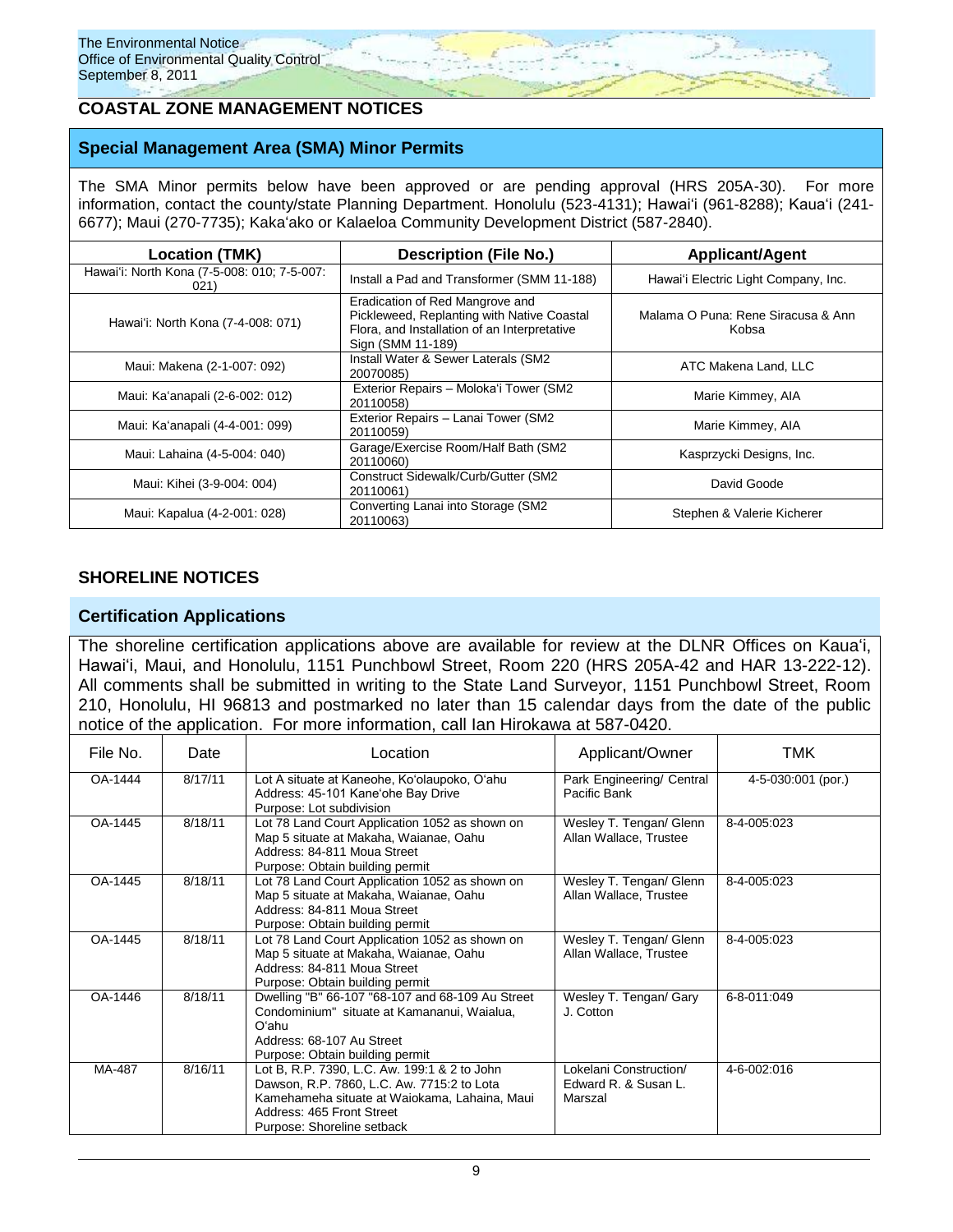## COASTAL ZONE MANAGEMENT NOTICES

### Special Management Area (SMA) Minor Permits

The SMA Minor permits below have been approved or are pending approval (HRS 205A-30). For more information, contact the county/state Planning Department. Honolulu (523-4131); Hawai'i (961-8288); Kaua'i (241-6677); Maui (270-7735); Kaka'ako or Kalaeloa Community Development District (587-2840).

| Location (TMK) | Description (File No.) | Applicant/Agent |
|---|---|---|
| Hawai'i: North Kona (7-5-008: 010; 7-5-007: 021) | Install a Pad and Transformer (SMM 11-188) | Hawai'i Electric Light Company, Inc. |
| Hawai'i: North Kona (7-4-008: 071) | Eradication of Red Mangrove and Pickleweed, Replanting with Native Coastal Flora, and Installation of an Interpretative Sign (SMM 11-189) | Malama O Puna: Rene Siracusa & Ann Kobsa |
| Maui: Makena (2-1-007: 092) | Install Water & Sewer Laterals (SM2 20070085) | ATC Makena Land, LLC |
| Maui: Ka'anapali (2-6-002: 012) | Exterior Repairs – Moloka'i Tower (SM2 20110058) | Marie Kimmey, AIA |
| Maui: Ka'anapali (4-4-001: 099) | Exterior Repairs – Lanai Tower (SM2 20110059) | Marie Kimmey, AIA |
| Maui: Lahaina (4-5-004: 040) | Garage/Exercise Room/Half Bath (SM2 20110060) | Kasprzycki Designs, Inc. |
| Maui: Kihei (3-9-004: 004) | Construct Sidewalk/Curb/Gutter (SM2 20110061) | David Goode |
| Maui: Kapalua (4-2-001: 028) | Converting Lanai into Storage (SM2 20110063) | Stephen & Valerie Kicherer |

## SHORELINE NOTICES

### Certification Applications

The shoreline certification applications above are available for review at the DLNR Offices on Kaua'i, Hawai'i, Maui, and Honolulu, 1151 Punchbowl Street, Room 220 (HRS 205A-42 and HAR 13-222-12). All comments shall be submitted in writing to the State Land Surveyor, 1151 Punchbowl Street, Room 210, Honolulu, HI 96813 and postmarked no later than 15 calendar days from the date of the public notice of the application. For more information, call Ian Hirokawa at 587-0420.

| File No. | Date | Location | Applicant/Owner | TMK |
|---|---|---|---|---|
| OA-1444 | 8/17/11 | Lot A situate at Kaneohe, Ko'olaupoko, O'ahu<br>Address: 45-101 Kane'ohe Bay Drive<br>Purpose: Lot subdivision | Park Engineering/ Central Pacific Bank | 4-5-030:001 (por.) |
| OA-1445 | 8/18/11 | Lot 78 Land Court Application 1052 as shown on Map 5 situate at Makaha, Waianae, Oahu<br>Address: 84-811 Moua Street<br>Purpose: Obtain building permit | Wesley T. Tengan/ Glenn Allan Wallace, Trustee | 8-4-005:023 |
| OA-1445 | 8/18/11 | Lot 78 Land Court Application 1052 as shown on Map 5 situate at Makaha, Waianae, Oahu<br>Address: 84-811 Moua Street<br>Purpose: Obtain building permit | Wesley T. Tengan/ Glenn Allan Wallace, Trustee | 8-4-005:023 |
| OA-1445 | 8/18/11 | Lot 78 Land Court Application 1052 as shown on Map 5 situate at Makaha, Waianae, Oahu<br>Address: 84-811 Moua Street<br>Purpose: Obtain building permit | Wesley T. Tengan/ Glenn Allan Wallace, Trustee | 8-4-005:023 |
| OA-1446 | 8/18/11 | Dwelling "B" 66-107 "68-107 and 68-109 Au Street Condominium" situate at Kamananui, Waialua, O'ahu<br>Address: 68-107 Au Street<br>Purpose: Obtain building permit | Wesley T. Tengan/ Gary J. Cotton | 6-8-011:049 |
| MA-487 | 8/16/11 | Lot B, R.P. 7390, L.C. Aw. 199:1 & 2 to John Dawson, R.P. 7860, L.C. Aw. 7715:2 to Lota Kamehameha situate at Waiokama, Lahaina, Maui<br>Address: 465 Front Street<br>Purpose: Shoreline setback | Lokelani Construction/ Edward R. & Susan L. Marszal | 4-6-002:016 |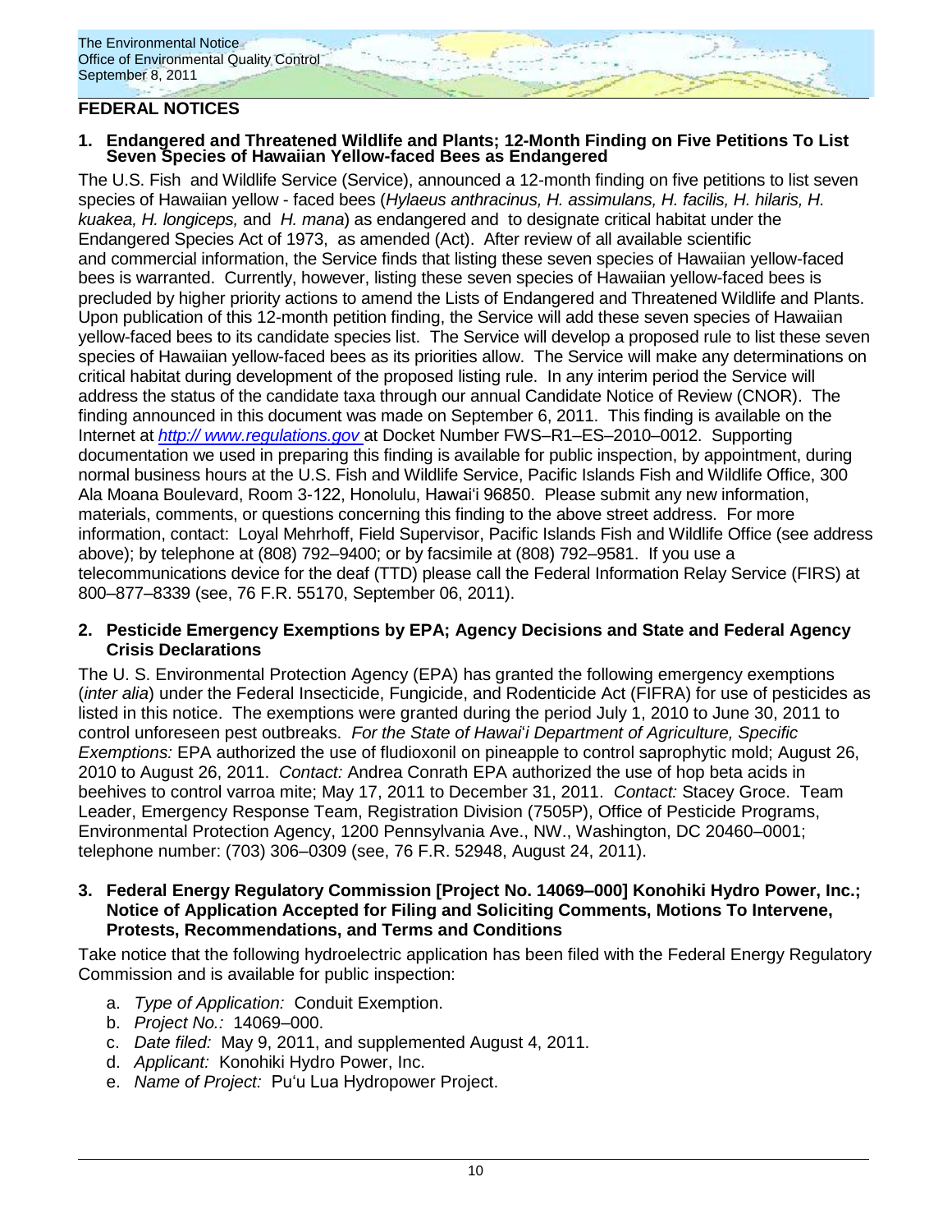## FEDERAL NOTICES

### 1. Endangered and Threatened Wildlife and Plants; 12-Month Finding on Five Petitions To List Seven Species of Hawaiian Yellow-faced Bees as Endangered

The U.S. Fish and Wildlife Service (Service), announced a 12-month finding on five petitions to list seven species of Hawaiian yellow - faced bees (*Hylaeus anthracinus, H. assimulans, H. facilis, H. hilaris, H. kuakea, H. longiceps,* and *H. mana*) as endangered and to designate critical habitat under the Endangered Species Act of 1973, as amended (Act). After review of all available scientific and commercial information, the Service finds that listing these seven species of Hawaiian yellow-faced bees is warranted. Currently, however, listing these seven species of Hawaiian yellow-faced bees is precluded by higher priority actions to amend the Lists of Endangered and Threatened Wildlife and Plants. Upon publication of this 12-month petition finding, the Service will add these seven species of Hawaiian yellow-faced bees to its candidate species list. The Service will develop a proposed rule to list these seven species of Hawaiian yellow-faced bees as its priorities allow. The Service will make any determinations on critical habitat during development of the proposed listing rule. In any interim period the Service will address the status of the candidate taxa through our annual Candidate Notice of Review (CNOR). The finding announced in this document was made on September 6, 2011. This finding is available on the Internet at *http:// www.regulations.gov* at Docket Number FWS–R1–ES–2010–0012. Supporting documentation we used in preparing this finding is available for public inspection, by appointment, during normal business hours at the U.S. Fish and Wildlife Service, Pacific Islands Fish and Wildlife Office, 300 Ala Moana Boulevard, Room 3-122, Honolulu, Hawaiʻi 96850. Please submit any new information, materials, comments, or questions concerning this finding to the above street address. For more information, contact: Loyal Mehrhoff, Field Supervisor, Pacific Islands Fish and Wildlife Office (see address above); by telephone at (808) 792–9400; or by facsimile at (808) 792–9581. If you use a telecommunications device for the deaf (TTD) please call the Federal Information Relay Service (FIRS) at 800–877–8339 (see, 76 F.R. 55170, September 06, 2011).

### 2. Pesticide Emergency Exemptions by EPA; Agency Decisions and State and Federal Agency Crisis Declarations

The U. S. Environmental Protection Agency (EPA) has granted the following emergency exemptions (*inter alia*) under the Federal Insecticide, Fungicide, and Rodenticide Act (FIFRA) for use of pesticides as listed in this notice. The exemptions were granted during the period July 1, 2010 to June 30, 2011 to control unforeseen pest outbreaks. *For the State of Hawaiʻi Department of Agriculture, Specific Exemptions:* EPA authorized the use of fludioxonil on pineapple to control saprophytic mold; August 26, 2010 to August 26, 2011. *Contact:* Andrea Conrath EPA authorized the use of hop beta acids in beehives to control varroa mite; May 17, 2011 to December 31, 2011. *Contact:* Stacey Groce. Team Leader, Emergency Response Team, Registration Division (7505P), Office of Pesticide Programs, Environmental Protection Agency, 1200 Pennsylvania Ave., NW., Washington, DC 20460–0001; telephone number: (703) 306–0309 (see, 76 F.R. 52948, August 24, 2011).

### 3. Federal Energy Regulatory Commission [Project No. 14069–000] Konohiki Hydro Power, Inc.; Notice of Application Accepted for Filing and Soliciting Comments, Motions To Intervene, Protests, Recommendations, and Terms and Conditions

Take notice that the following hydroelectric application has been filed with the Federal Energy Regulatory Commission and is available for public inspection:

a. *Type of Application:* Conduit Exemption.
b. *Project No.:* 14069–000.
c. *Date filed:* May 9, 2011, and supplemented August 4, 2011.
d. *Applicant:* Konohiki Hydro Power, Inc.
e. *Name of Project:* Puʻu Lua Hydropower Project.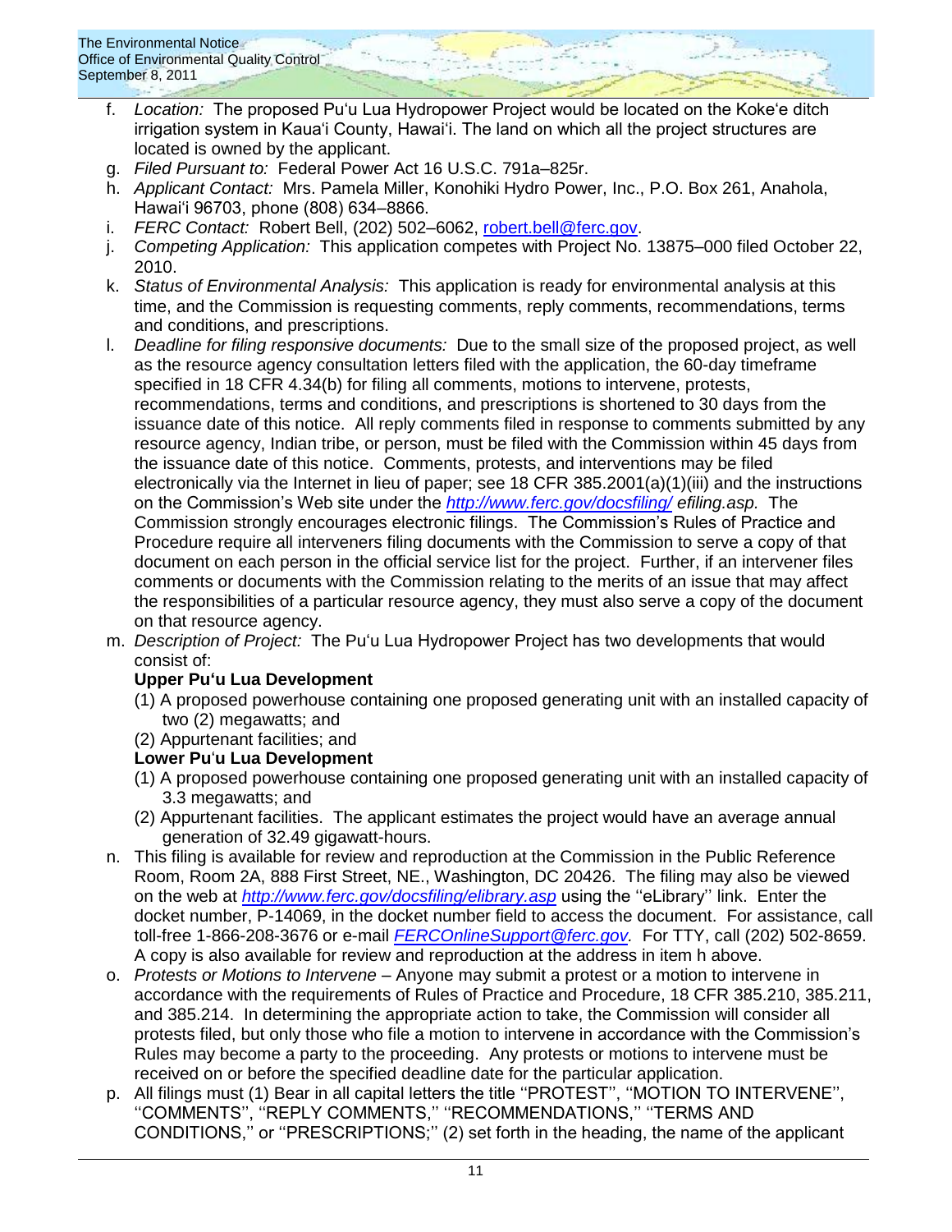f. *Location:* The proposed Puʻu Lua Hydropower Project would be located on the Kokeʻe ditch irrigation system in Kauaʻi County, Hawaiʻi. The land on which all the project structures are located is owned by the applicant.
g. *Filed Pursuant to:* Federal Power Act 16 U.S.C. 791a–825r.
h. *Applicant Contact:* Mrs. Pamela Miller, Konohiki Hydro Power, Inc., P.O. Box 261, Anahola, Hawaiʻi 96703, phone (808) 634–8866.
i. *FERC Contact:* Robert Bell, (202) 502–6062, robert.bell@ferc.gov.
j. *Competing Application:* This application competes with Project No. 13875–000 filed October 22, 2010.
k. *Status of Environmental Analysis:* This application is ready for environmental analysis at this time, and the Commission is requesting comments, reply comments, recommendations, terms and conditions, and prescriptions.
l. *Deadline for filing responsive documents:* Due to the small size of the proposed project, as well as the resource agency consultation letters filed with the application, the 60-day timeframe specified in 18 CFR 4.34(b) for filing all comments, motions to intervene, protests, recommendations, terms and conditions, and prescriptions is shortened to 30 days from the issuance date of this notice. All reply comments filed in response to comments submitted by any resource agency, Indian tribe, or person, must be filed with the Commission within 45 days from the issuance date of this notice. Comments, protests, and interventions may be filed electronically via the Internet in lieu of paper; see 18 CFR 385.2001(a)(1)(iii) and the instructions on the Commission's Web site under the *http://www.ferc.gov/docsfiling/ efiling.asp.* The Commission strongly encourages electronic filings. The Commission's Rules of Practice and Procedure require all interveners filing documents with the Commission to serve a copy of that document on each person in the official service list for the project. Further, if an intervener files comments or documents with the Commission relating to the merits of an issue that may affect the responsibilities of a particular resource agency, they must also serve a copy of the document on that resource agency.
m. *Description of Project:* The Puʻu Lua Hydropower Project has two developments that would consist of:

   **Upper Puʻu Lua Development**

   (1) A proposed powerhouse containing one proposed generating unit with an installed capacity of two (2) megawatts; and
   (2) Appurtenant facilities; and

   **Lower Puʻu Lua Development**

   (1) A proposed powerhouse containing one proposed generating unit with an installed capacity of 3.3 megawatts; and
   (2) Appurtenant facilities. The applicant estimates the project would have an average annual generation of 32.49 gigawatt-hours.
n. This filing is available for review and reproduction at the Commission in the Public Reference Room, Room 2A, 888 First Street, NE., Washington, DC 20426. The filing may also be viewed on the web at *http://www.ferc.gov/docsfiling/elibrary.asp* using the ''eLibrary'' link. Enter the docket number, P-14069, in the docket number field to access the document. For assistance, call toll-free 1-866-208-3676 or e-mail *FERCOnlineSupport@ferc.gov.* For TTY, call (202) 502-8659. A copy is also available for review and reproduction at the address in item h above.
o. *Protests or Motions to Intervene* – Anyone may submit a protest or a motion to intervene in accordance with the requirements of Rules of Practice and Procedure, 18 CFR 385.210, 385.211, and 385.214. In determining the appropriate action to take, the Commission will consider all protests filed, but only those who file a motion to intervene in accordance with the Commission's Rules may become a party to the proceeding. Any protests or motions to intervene must be received on or before the specified deadline date for the particular application.
p. All filings must (1) Bear in all capital letters the title ''PROTEST'', ''MOTION TO INTERVENE'', ''COMMENTS'', ''REPLY COMMENTS,'' ''RECOMMENDATIONS,'' ''TERMS AND CONDITIONS,'' or ''PRESCRIPTIONS;'' (2) set forth in the heading, the name of the applicant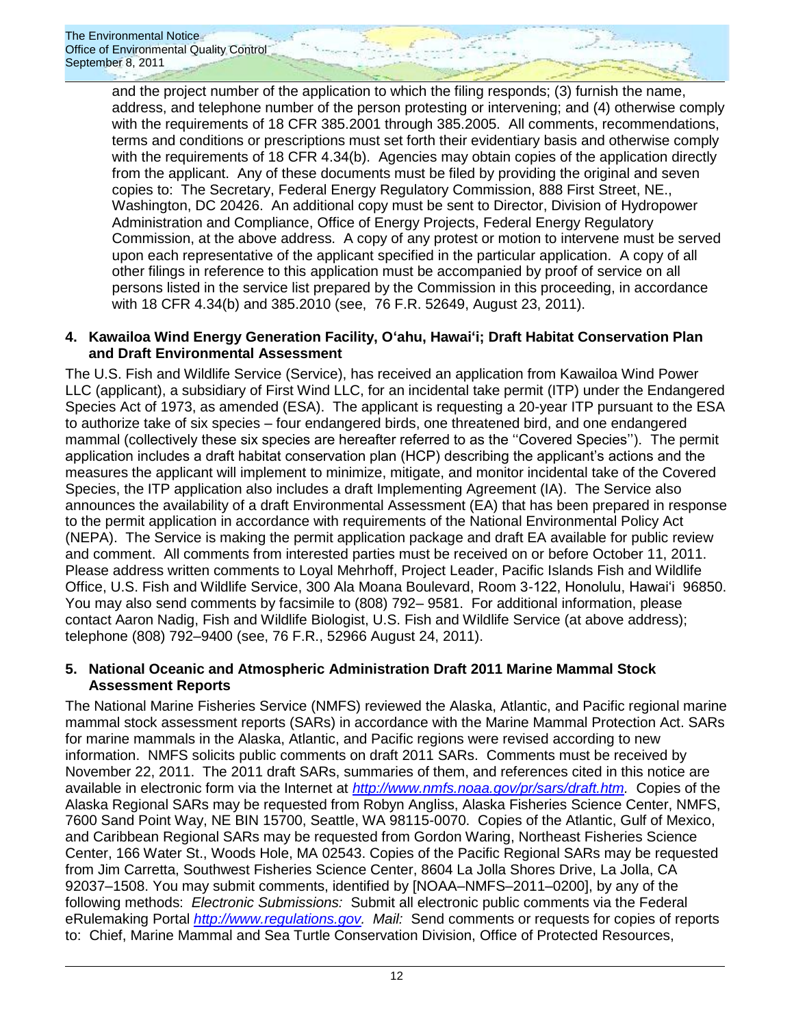and the project number of the application to which the filing responds; (3) furnish the name, address, and telephone number of the person protesting or intervening; and (4) otherwise comply with the requirements of 18 CFR 385.2001 through 385.2005. All comments, recommendations, terms and conditions or prescriptions must set forth their evidentiary basis and otherwise comply with the requirements of 18 CFR 4.34(b). Agencies may obtain copies of the application directly from the applicant. Any of these documents must be filed by providing the original and seven copies to: The Secretary, Federal Energy Regulatory Commission, 888 First Street, NE., Washington, DC 20426. An additional copy must be sent to Director, Division of Hydropower Administration and Compliance, Office of Energy Projects, Federal Energy Regulatory Commission, at the above address. A copy of any protest or motion to intervene must be served upon each representative of the applicant specified in the particular application. A copy of all other filings in reference to this application must be accompanied by proof of service on all persons listed in the service list prepared by the Commission in this proceeding, in accordance with 18 CFR 4.34(b) and 385.2010 (see, 76 F.R. 52649, August 23, 2011).

**4. Kawailoa Wind Energy Generation Facility, O'ahu, Hawai'i; Draft Habitat Conservation Plan and Draft Environmental Assessment**

The U.S. Fish and Wildlife Service (Service), has received an application from Kawailoa Wind Power LLC (applicant), a subsidiary of First Wind LLC, for an incidental take permit (ITP) under the Endangered Species Act of 1973, as amended (ESA). The applicant is requesting a 20-year ITP pursuant to the ESA to authorize take of six species – four endangered birds, one threatened bird, and one endangered mammal (collectively these six species are hereafter referred to as the ''Covered Species''). The permit application includes a draft habitat conservation plan (HCP) describing the applicant's actions and the measures the applicant will implement to minimize, mitigate, and monitor incidental take of the Covered Species, the ITP application also includes a draft Implementing Agreement (IA). The Service also announces the availability of a draft Environmental Assessment (EA) that has been prepared in response to the permit application in accordance with requirements of the National Environmental Policy Act (NEPA). The Service is making the permit application package and draft EA available for public review and comment. All comments from interested parties must be received on or before October 11, 2011. Please address written comments to Loyal Mehrhoff, Project Leader, Pacific Islands Fish and Wildlife Office, U.S. Fish and Wildlife Service, 300 Ala Moana Boulevard, Room 3-122, Honolulu, Hawai'i 96850. You may also send comments by facsimile to (808) 792– 9581. For additional information, please contact Aaron Nadig, Fish and Wildlife Biologist, U.S. Fish and Wildlife Service (at above address); telephone (808) 792–9400 (see, 76 F.R., 52966 August 24, 2011).

**5. National Oceanic and Atmospheric Administration Draft 2011 Marine Mammal Stock Assessment Reports**

The National Marine Fisheries Service (NMFS) reviewed the Alaska, Atlantic, and Pacific regional marine mammal stock assessment reports (SARs) in accordance with the Marine Mammal Protection Act. SARs for marine mammals in the Alaska, Atlantic, and Pacific regions were revised according to new information. NMFS solicits public comments on draft 2011 SARs. Comments must be received by November 22, 2011. The 2011 draft SARs, summaries of them, and references cited in this notice are available in electronic form via the Internet at *http://www.nmfs.noaa.gov/pr/sars/draft.htm*. Copies of the Alaska Regional SARs may be requested from Robyn Angliss, Alaska Fisheries Science Center, NMFS, 7600 Sand Point Way, NE BIN 15700, Seattle, WA 98115-0070. Copies of the Atlantic, Gulf of Mexico, and Caribbean Regional SARs may be requested from Gordon Waring, Northeast Fisheries Science Center, 166 Water St., Woods Hole, MA 02543. Copies of the Pacific Regional SARs may be requested from Jim Carretta, Southwest Fisheries Science Center, 8604 La Jolla Shores Drive, La Jolla, CA 92037–1508. You may submit comments, identified by [NOAA–NMFS–2011–0200], by any of the following methods: *Electronic Submissions:* Submit all electronic public comments via the Federal eRulemaking Portal *http://www.regulations.gov*. *Mail:* Send comments or requests for copies of reports to: Chief, Marine Mammal and Sea Turtle Conservation Division, Office of Protected Resources,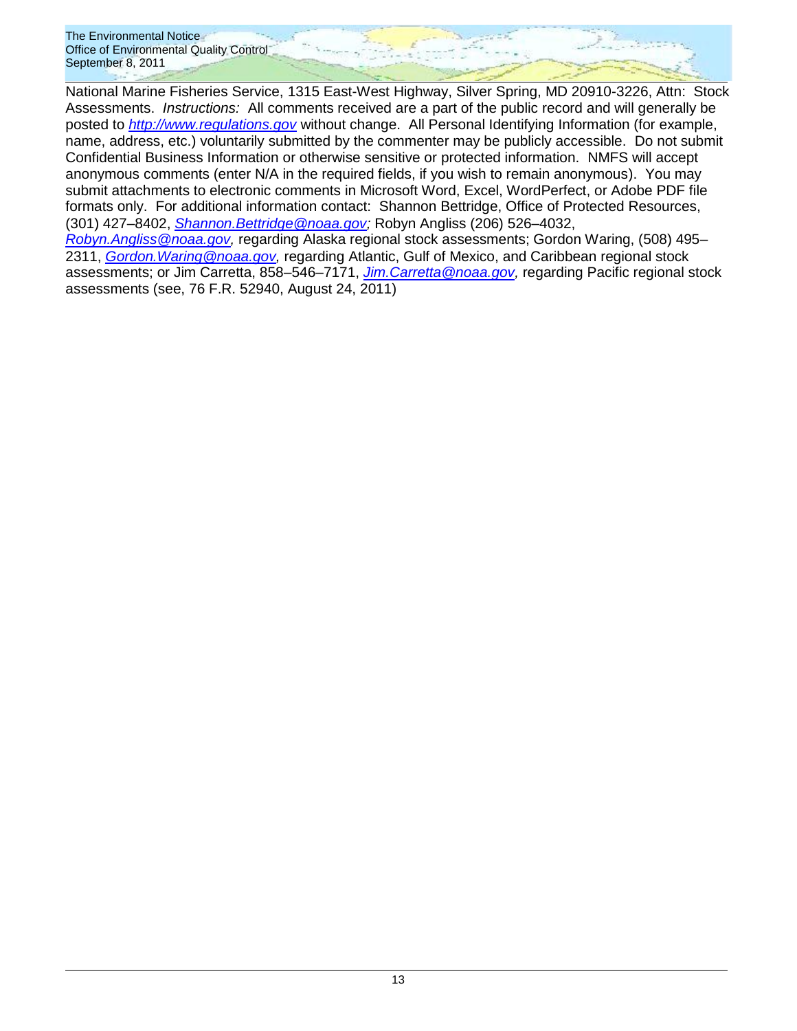National Marine Fisheries Service, 1315 East-West Highway, Silver Spring, MD 20910-3226, Attn: Stock Assessments. *Instructions:* All comments received are a part of the public record and will generally be posted to [http://www.regulations.gov](http://www.regulations.gov) without change. All Personal Identifying Information (for example, name, address, etc.) voluntarily submitted by the commenter may be publicly accessible. Do not submit Confidential Business Information or otherwise sensitive or protected information. NMFS will accept anonymous comments (enter N/A in the required fields, if you wish to remain anonymous). You may submit attachments to electronic comments in Microsoft Word, Excel, WordPerfect, or Adobe PDF file formats only. For additional information contact: Shannon Bettridge, Office of Protected Resources, (301) 427–8402, *Shannon.Bettridge@noaa.gov;* Robyn Angliss (206) 526–4032, *Robyn.Angliss@noaa.gov,* regarding Alaska regional stock assessments; Gordon Waring, (508) 495–2311, *Gordon.Waring@noaa.gov,* regarding Atlantic, Gulf of Mexico, and Caribbean regional stock assessments; or Jim Carretta, 858–546–7171, *Jim.Carretta@noaa.gov,* regarding Pacific regional stock assessments (see, 76 F.R. 52940, August 24, 2011)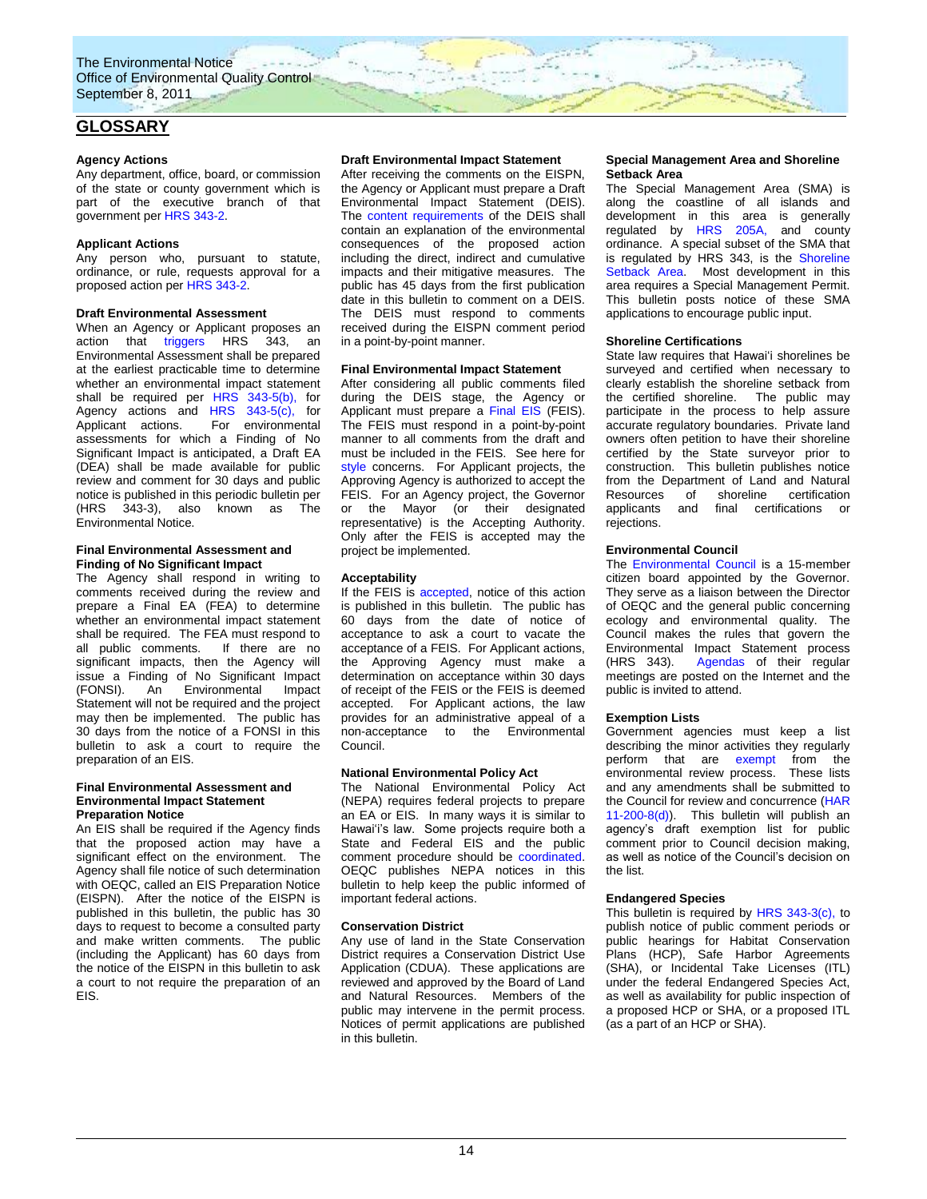## GLOSSARY

### Agency Actions

Any department, office, board, or commission of the state or county government which is part of the executive branch of that government per HRS 343-2.

### Applicant Actions

Any person who, pursuant to statute, ordinance, or rule, requests approval for a proposed action per HRS 343-2.

### Draft Environmental Assessment

When an Agency or Applicant proposes an action that triggers HRS 343, an Environmental Assessment shall be prepared at the earliest practicable time to determine whether an environmental impact statement shall be required per HRS 343-5(b), for Agency actions and HRS 343-5(c), for Applicant actions. For environmental assessments for which a Finding of No Significant Impact is anticipated, a Draft EA (DEA) shall be made available for public review and comment for 30 days and public notice is published in this periodic bulletin per (HRS 343-3), also known as The Environmental Notice.

### Final Environmental Assessment and Finding of No Significant Impact

The Agency shall respond in writing to comments received during the review and prepare a Final EA (FEA) to determine whether an environmental impact statement shall be required. The FEA must respond to all public comments. If there are no significant impacts, then the Agency will issue a Finding of No Significant Impact (FONSI). An Environmental Impact Statement will not be required and the project may then be implemented. The public has 30 days from the notice of a FONSI in this bulletin to ask a court to require the preparation of an EIS.

### Final Environmental Assessment and Environmental Impact Statement Preparation Notice

An EIS shall be required if the Agency finds that the proposed action may have a significant effect on the environment. The Agency shall file notice of such determination with OEQC, called an EIS Preparation Notice (EISPN). After the notice of the EISPN is published in this bulletin, the public has 30 days to request to become a consulted party and make written comments. The public (including the Applicant) has 60 days from the notice of the EISPN in this bulletin to ask a court to not require the preparation of an EIS.

### Draft Environmental Impact Statement

After receiving the comments on the EISPN, the Agency or Applicant must prepare a Draft Environmental Impact Statement (DEIS). The content requirements of the DEIS shall contain an explanation of the environmental consequences of the proposed action including the direct, indirect and cumulative impacts and their mitigative measures. The public has 45 days from the first publication date in this bulletin to comment on a DEIS. The DEIS must respond to comments received during the EISPN comment period in a point-by-point manner.

### Final Environmental Impact Statement

After considering all public comments filed during the DEIS stage, the Agency or Applicant must prepare a Final EIS (FEIS). The FEIS must respond in a point-by-point manner to all comments from the draft and must be included in the FEIS. See here for style concerns. For Applicant projects, the Approving Agency is authorized to accept the FEIS. For an Agency project, the Governor or the Mayor (or their designated representative) is the Accepting Authority. Only after the FEIS is accepted may the project be implemented.

### Acceptability

If the FEIS is accepted, notice of this action is published in this bulletin. The public has 60 days from the date of notice of acceptance to ask a court to vacate the acceptance of a FEIS. For Applicant actions, the Approving Agency must make a determination on acceptance within 30 days of receipt of the FEIS or the FEIS is deemed accepted. For Applicant actions, the law provides for an administrative appeal of a non-acceptance to the Environmental Council.

### National Environmental Policy Act

The National Environmental Policy Act (NEPA) requires federal projects to prepare an EA or EIS. In many ways it is similar to Hawai'i's law. Some projects require both a State and Federal EIS and the public comment procedure should be coordinated. OEQC publishes NEPA notices in this bulletin to help keep the public informed of important federal actions.

### Conservation District

Any use of land in the State Conservation District requires a Conservation District Use Application (CDUA). These applications are reviewed and approved by the Board of Land and Natural Resources. Members of the public may intervene in the permit process. Notices of permit applications are published in this bulletin.

### Special Management Area and Shoreline Setback Area

The Special Management Area (SMA) is along the coastline of all islands and development in this area is generally regulated by HRS 205A, and county ordinance. A special subset of the SMA that is regulated by HRS 343, is the Shoreline Setback Area. Most development in this area requires a Special Management Permit. This bulletin posts notice of these SMA applications to encourage public input.

### Shoreline Certifications

State law requires that Hawai'i shorelines be surveyed and certified when necessary to clearly establish the shoreline setback from the certified shoreline. The public may participate in the process to help assure accurate regulatory boundaries. Private land owners often petition to have their shoreline certified by the State surveyor prior to construction. This bulletin publishes notice from the Department of Land and Natural Resources of shoreline certification applicants and final certifications or rejections.

### Environmental Council

The Environmental Council is a 15-member citizen board appointed by the Governor. They serve as a liaison between the Director of OEQC and the general public concerning ecology and environmental quality. The Council makes the rules that govern the Environmental Impact Statement process (HRS 343). Agendas of their regular meetings are posted on the Internet and the public is invited to attend.

### Exemption Lists

Government agencies must keep a list describing the minor activities they regularly perform that are exempt from the environmental review process. These lists and any amendments shall be submitted to the Council for review and concurrence (HAR 11-200-8(d)). This bulletin will publish an agency's draft exemption list for public comment prior to Council decision making, as well as notice of the Council's decision on the list.

### Endangered Species

This bulletin is required by HRS 343-3(c), to publish notice of public comment periods or public hearings for Habitat Conservation Plans (HCP), Safe Harbor Agreements (SHA), or Incidental Take Licenses (ITL) under the federal Endangered Species Act, as well as availability for public inspection of a proposed HCP or SHA, or a proposed ITL (as a part of an HCP or SHA).